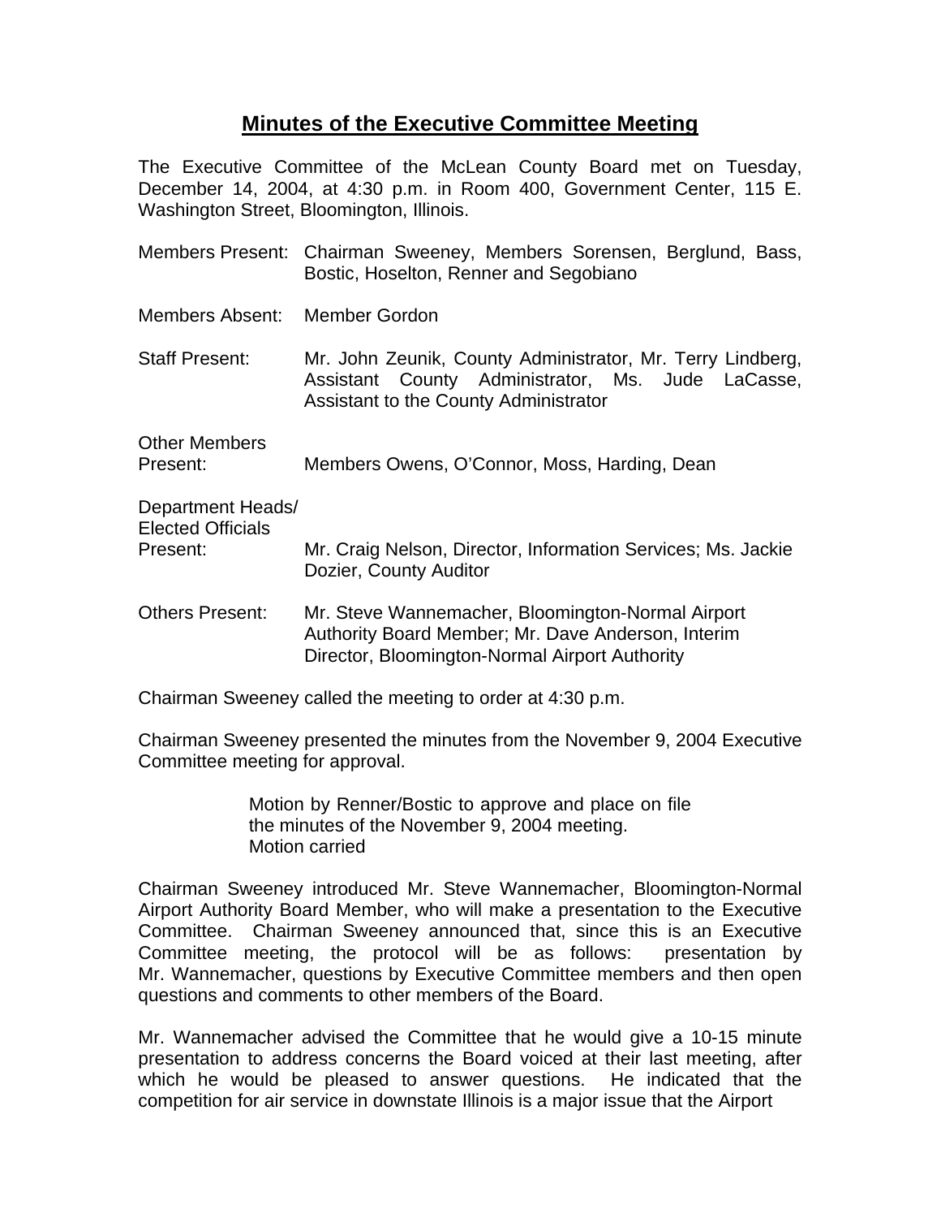# Minutes of the Executive Committee Meeting

The Executive Committee of the McLean County Board met on Tuesday, December 14, 2004, at 4:30 p.m. in Room 400, Government Center, 115 E. Washington Street, Bloomington, Illinois.

| | |
|---|---|
| Members Present: | Chairman Sweeney, Members Sorensen, Berglund, Bass, Bostic, Hoselton, Renner and Segobiano |
| Members Absent: | Member Gordon |
| Staff Present: | Mr. John Zeunik, County Administrator, Mr. Terry Lindberg, Assistant County Administrator, Ms. Jude LaCasse, Assistant to the County Administrator |
| Other Members Present: | Members Owens, O'Connor, Moss, Harding, Dean |
| Department Heads/ Elected Officials Present: | Mr. Craig Nelson, Director, Information Services; Ms. Jackie Dozier, County Auditor |
| Others Present: | Mr. Steve Wannemacher, Bloomington-Normal Airport Authority Board Member; Mr. Dave Anderson, Interim Director, Bloomington-Normal Airport Authority |

Chairman Sweeney called the meeting to order at 4:30 p.m.

Chairman Sweeney presented the minutes from the November 9, 2004 Executive Committee meeting for approval.

> Motion by Renner/Bostic to approve and place on file the minutes of the November 9, 2004 meeting.
> Motion carried

Chairman Sweeney introduced Mr. Steve Wannemacher, Bloomington-Normal Airport Authority Board Member, who will make a presentation to the Executive Committee. Chairman Sweeney announced that, since this is an Executive Committee meeting, the protocol will be as follows: presentation by Mr. Wannemacher, questions by Executive Committee members and then open questions and comments to other members of the Board.

Mr. Wannemacher advised the Committee that he would give a 10-15 minute presentation to address concerns the Board voiced at their last meeting, after which he would be pleased to answer questions. He indicated that the competition for air service in downstate Illinois is a major issue that the Airport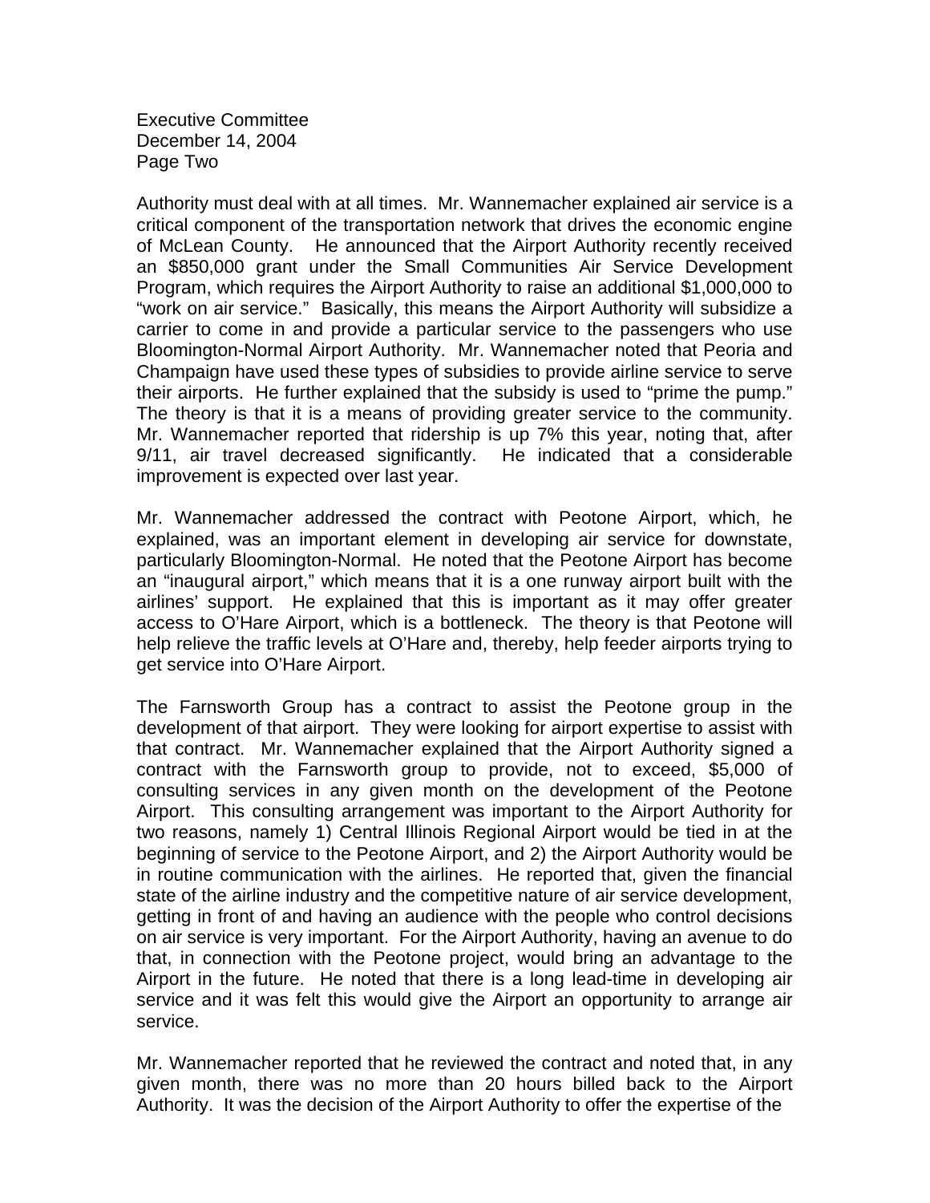Authority must deal with at all times. Mr. Wannemacher explained air service is a critical component of the transportation network that drives the economic engine of McLean County. He announced that the Airport Authority recently received an $850,000 grant under the Small Communities Air Service Development Program, which requires the Airport Authority to raise an additional $1,000,000 to "work on air service." Basically, this means the Airport Authority will subsidize a carrier to come in and provide a particular service to the passengers who use Bloomington-Normal Airport Authority. Mr. Wannemacher noted that Peoria and Champaign have used these types of subsidies to provide airline service to serve their airports. He further explained that the subsidy is used to "prime the pump." The theory is that it is a means of providing greater service to the community. Mr. Wannemacher reported that ridership is up 7% this year, noting that, after 9/11, air travel decreased significantly. He indicated that a considerable improvement is expected over last year.

Mr. Wannemacher addressed the contract with Peotone Airport, which, he explained, was an important element in developing air service for downstate, particularly Bloomington-Normal. He noted that the Peotone Airport has become an "inaugural airport," which means that it is a one runway airport built with the airlines' support. He explained that this is important as it may offer greater access to O'Hare Airport, which is a bottleneck. The theory is that Peotone will help relieve the traffic levels at O'Hare and, thereby, help feeder airports trying to get service into O'Hare Airport.

The Farnsworth Group has a contract to assist the Peotone group in the development of that airport. They were looking for airport expertise to assist with that contract. Mr. Wannemacher explained that the Airport Authority signed a contract with the Farnsworth group to provide, not to exceed, $5,000 of consulting services in any given month on the development of the Peotone Airport. This consulting arrangement was important to the Airport Authority for two reasons, namely 1) Central Illinois Regional Airport would be tied in at the beginning of service to the Peotone Airport, and 2) the Airport Authority would be in routine communication with the airlines. He reported that, given the financial state of the airline industry and the competitive nature of air service development, getting in front of and having an audience with the people who control decisions on air service is very important. For the Airport Authority, having an avenue to do that, in connection with the Peotone project, would bring an advantage to the Airport in the future. He noted that there is a long lead-time in developing air service and it was felt this would give the Airport an opportunity to arrange air service.

Mr. Wannemacher reported that he reviewed the contract and noted that, in any given month, there was no more than 20 hours billed back to the Airport Authority. It was the decision of the Airport Authority to offer the expertise of the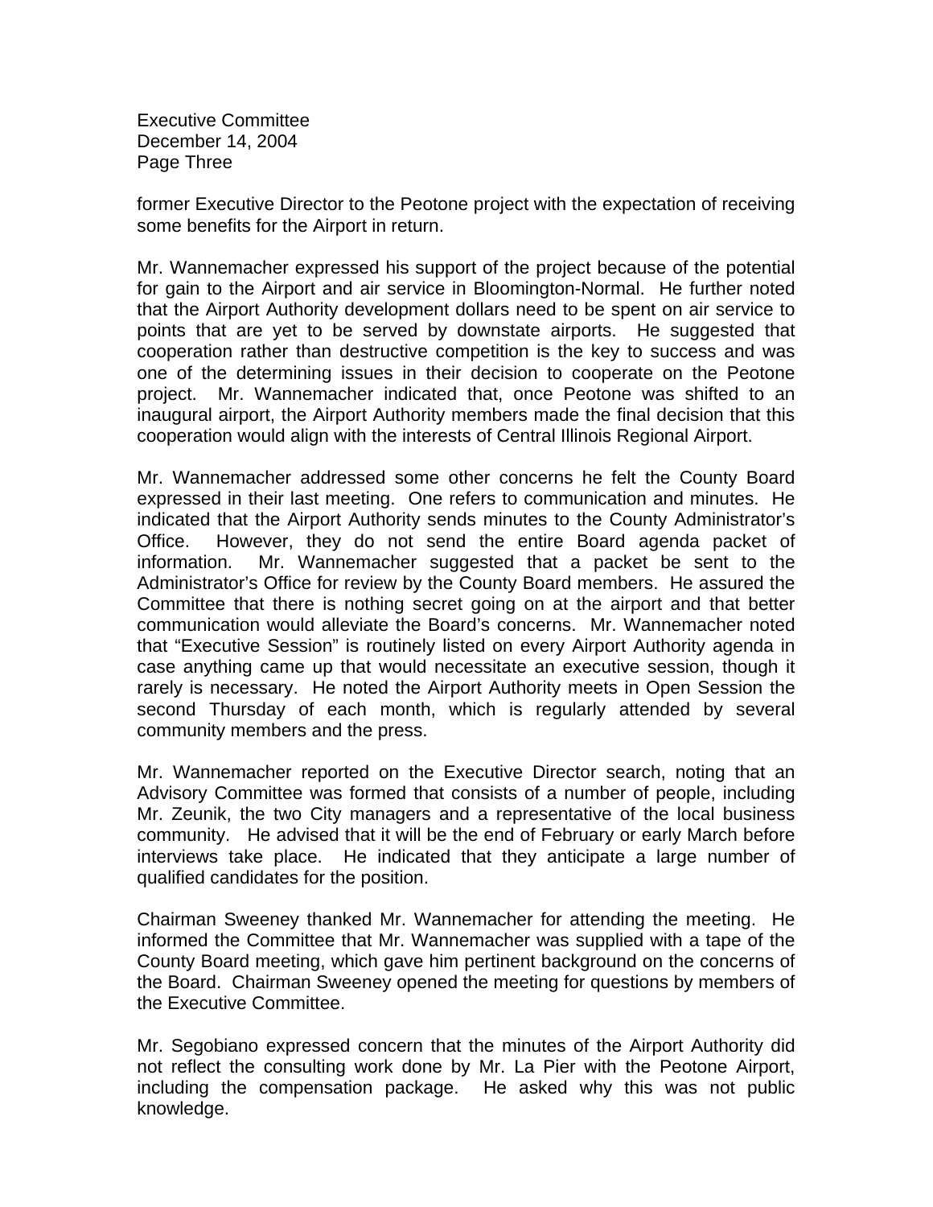former Executive Director to the Peotone project with the expectation of receiving some benefits for the Airport in return.

Mr. Wannemacher expressed his support of the project because of the potential for gain to the Airport and air service in Bloomington-Normal. He further noted that the Airport Authority development dollars need to be spent on air service to points that are yet to be served by downstate airports. He suggested that cooperation rather than destructive competition is the key to success and was one of the determining issues in their decision to cooperate on the Peotone project. Mr. Wannemacher indicated that, once Peotone was shifted to an inaugural airport, the Airport Authority members made the final decision that this cooperation would align with the interests of Central Illinois Regional Airport.

Mr. Wannemacher addressed some other concerns he felt the County Board expressed in their last meeting. One refers to communication and minutes. He indicated that the Airport Authority sends minutes to the County Administrator's Office. However, they do not send the entire Board agenda packet of information. Mr. Wannemacher suggested that a packet be sent to the Administrator's Office for review by the County Board members. He assured the Committee that there is nothing secret going on at the airport and that better communication would alleviate the Board's concerns. Mr. Wannemacher noted that "Executive Session" is routinely listed on every Airport Authority agenda in case anything came up that would necessitate an executive session, though it rarely is necessary. He noted the Airport Authority meets in Open Session the second Thursday of each month, which is regularly attended by several community members and the press.

Mr. Wannemacher reported on the Executive Director search, noting that an Advisory Committee was formed that consists of a number of people, including Mr. Zeunik, the two City managers and a representative of the local business community. He advised that it will be the end of February or early March before interviews take place. He indicated that they anticipate a large number of qualified candidates for the position.

Chairman Sweeney thanked Mr. Wannemacher for attending the meeting. He informed the Committee that Mr. Wannemacher was supplied with a tape of the County Board meeting, which gave him pertinent background on the concerns of the Board. Chairman Sweeney opened the meeting for questions by members of the Executive Committee.

Mr. Segobiano expressed concern that the minutes of the Airport Authority did not reflect the consulting work done by Mr. La Pier with the Peotone Airport, including the compensation package. He asked why this was not public knowledge.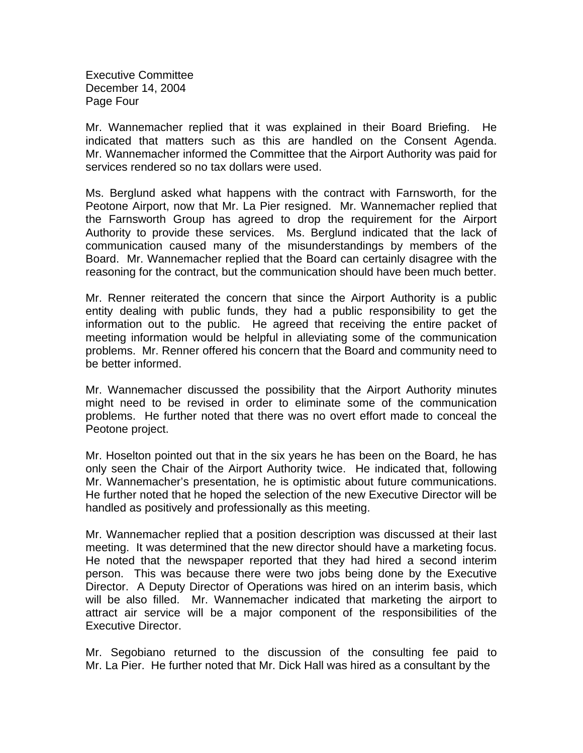Mr. Wannemacher replied that it was explained in their Board Briefing. He indicated that matters such as this are handled on the Consent Agenda. Mr. Wannemacher informed the Committee that the Airport Authority was paid for services rendered so no tax dollars were used.

Ms. Berglund asked what happens with the contract with Farnsworth, for the Peotone Airport, now that Mr. La Pier resigned. Mr. Wannemacher replied that the Farnsworth Group has agreed to drop the requirement for the Airport Authority to provide these services. Ms. Berglund indicated that the lack of communication caused many of the misunderstandings by members of the Board. Mr. Wannemacher replied that the Board can certainly disagree with the reasoning for the contract, but the communication should have been much better.

Mr. Renner reiterated the concern that since the Airport Authority is a public entity dealing with public funds, they had a public responsibility to get the information out to the public. He agreed that receiving the entire packet of meeting information would be helpful in alleviating some of the communication problems. Mr. Renner offered his concern that the Board and community need to be better informed.

Mr. Wannemacher discussed the possibility that the Airport Authority minutes might need to be revised in order to eliminate some of the communication problems. He further noted that there was no overt effort made to conceal the Peotone project.

Mr. Hoselton pointed out that in the six years he has been on the Board, he has only seen the Chair of the Airport Authority twice. He indicated that, following Mr. Wannemacher's presentation, he is optimistic about future communications. He further noted that he hoped the selection of the new Executive Director will be handled as positively and professionally as this meeting.

Mr. Wannemacher replied that a position description was discussed at their last meeting. It was determined that the new director should have a marketing focus. He noted that the newspaper reported that they had hired a second interim person. This was because there were two jobs being done by the Executive Director. A Deputy Director of Operations was hired on an interim basis, which will be also filled. Mr. Wannemacher indicated that marketing the airport to attract air service will be a major component of the responsibilities of the Executive Director.

Mr. Segobiano returned to the discussion of the consulting fee paid to Mr. La Pier. He further noted that Mr. Dick Hall was hired as a consultant by the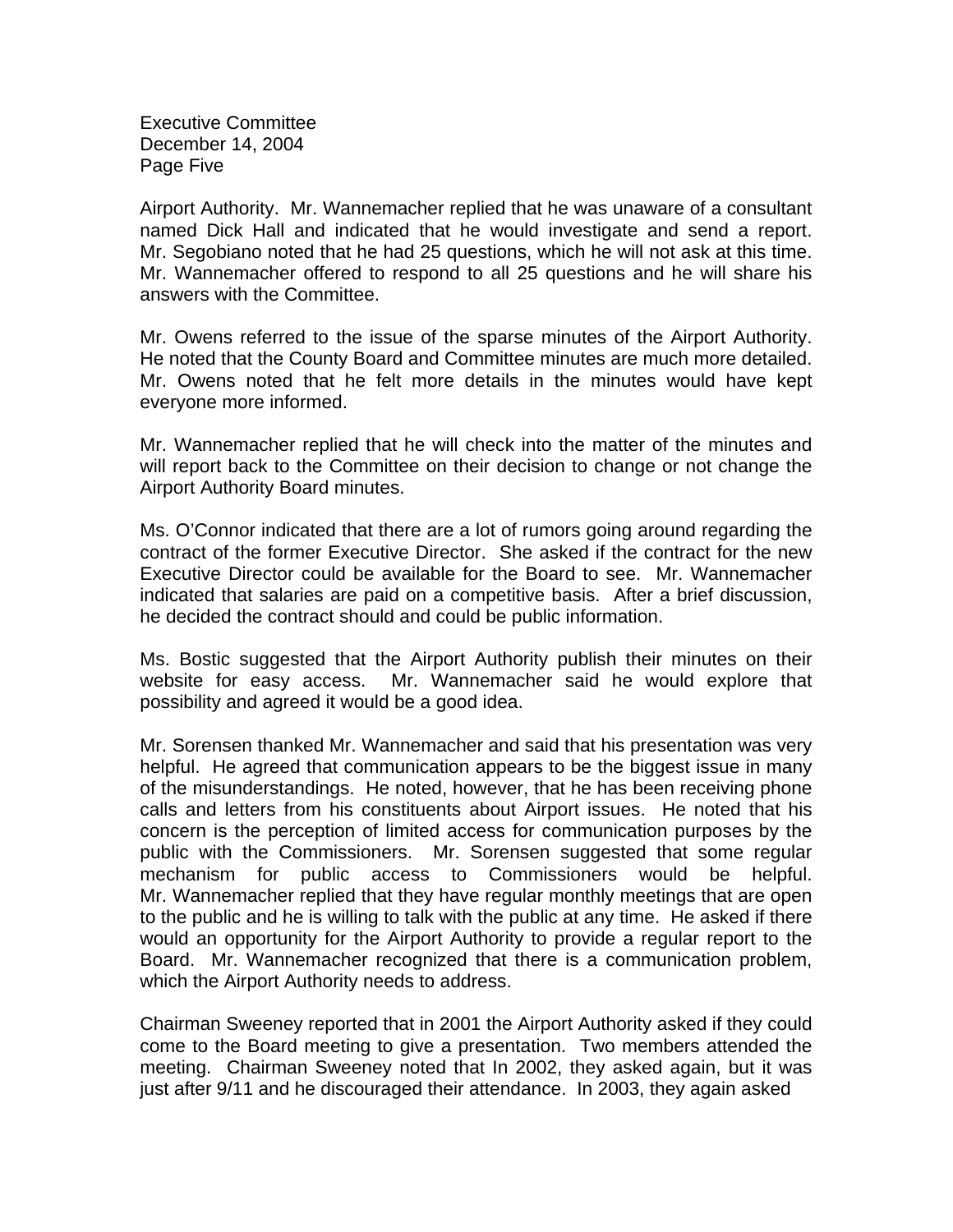Airport Authority. Mr. Wannemacher replied that he was unaware of a consultant named Dick Hall and indicated that he would investigate and send a report. Mr. Segobiano noted that he had 25 questions, which he will not ask at this time. Mr. Wannemacher offered to respond to all 25 questions and he will share his answers with the Committee.

Mr. Owens referred to the issue of the sparse minutes of the Airport Authority. He noted that the County Board and Committee minutes are much more detailed. Mr. Owens noted that he felt more details in the minutes would have kept everyone more informed.

Mr. Wannemacher replied that he will check into the matter of the minutes and will report back to the Committee on their decision to change or not change the Airport Authority Board minutes.

Ms. O'Connor indicated that there are a lot of rumors going around regarding the contract of the former Executive Director. She asked if the contract for the new Executive Director could be available for the Board to see. Mr. Wannemacher indicated that salaries are paid on a competitive basis. After a brief discussion, he decided the contract should and could be public information.

Ms. Bostic suggested that the Airport Authority publish their minutes on their website for easy access. Mr. Wannemacher said he would explore that possibility and agreed it would be a good idea.

Mr. Sorensen thanked Mr. Wannemacher and said that his presentation was very helpful. He agreed that communication appears to be the biggest issue in many of the misunderstandings. He noted, however, that he has been receiving phone calls and letters from his constituents about Airport issues. He noted that his concern is the perception of limited access for communication purposes by the public with the Commissioners. Mr. Sorensen suggested that some regular mechanism for public access to Commissioners would be helpful. Mr. Wannemacher replied that they have regular monthly meetings that are open to the public and he is willing to talk with the public at any time. He asked if there would an opportunity for the Airport Authority to provide a regular report to the Board. Mr. Wannemacher recognized that there is a communication problem, which the Airport Authority needs to address.

Chairman Sweeney reported that in 2001 the Airport Authority asked if they could come to the Board meeting to give a presentation. Two members attended the meeting. Chairman Sweeney noted that In 2002, they asked again, but it was just after 9/11 and he discouraged their attendance. In 2003, they again asked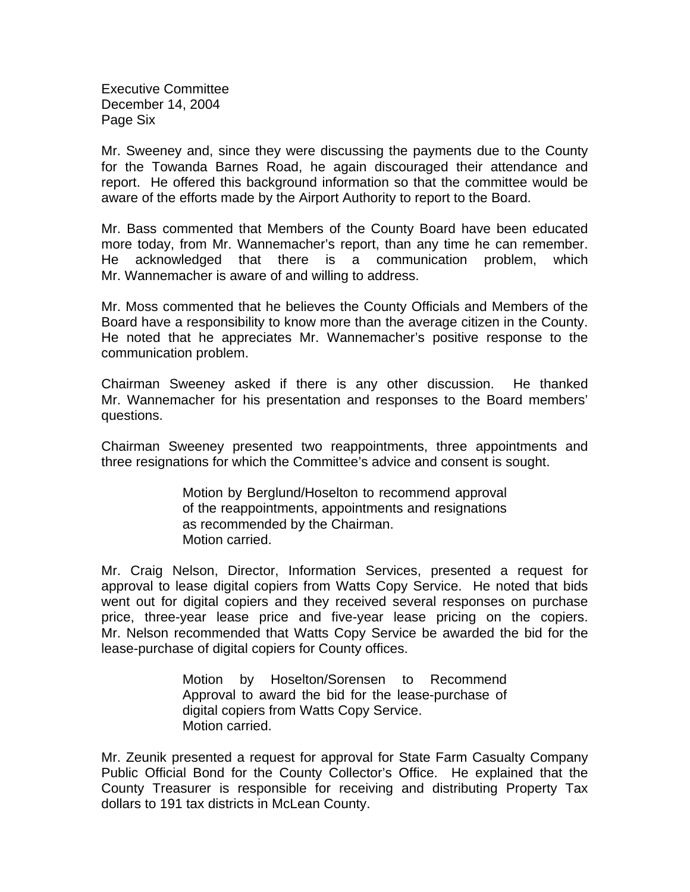Mr. Sweeney and, since they were discussing the payments due to the County for the Towanda Barnes Road, he again discouraged their attendance and report. He offered this background information so that the committee would be aware of the efforts made by the Airport Authority to report to the Board.

Mr. Bass commented that Members of the County Board have been educated more today, from Mr. Wannemacher's report, than any time he can remember. He acknowledged that there is a communication problem, which Mr. Wannemacher is aware of and willing to address.

Mr. Moss commented that he believes the County Officials and Members of the Board have a responsibility to know more than the average citizen in the County. He noted that he appreciates Mr. Wannemacher's positive response to the communication problem.

Chairman Sweeney asked if there is any other discussion. He thanked Mr. Wannemacher for his presentation and responses to the Board members' questions.

Chairman Sweeney presented two reappointments, three appointments and three resignations for which the Committee's advice and consent is sought.

> Motion by Berglund/Hoselton to recommend approval of the reappointments, appointments and resignations as recommended by the Chairman.
> Motion carried.

Mr. Craig Nelson, Director, Information Services, presented a request for approval to lease digital copiers from Watts Copy Service. He noted that bids went out for digital copiers and they received several responses on purchase price, three-year lease price and five-year lease pricing on the copiers. Mr. Nelson recommended that Watts Copy Service be awarded the bid for the lease-purchase of digital copiers for County offices.

> Motion by Hoselton/Sorensen to Recommend Approval to award the bid for the lease-purchase of digital copiers from Watts Copy Service.
> Motion carried.

Mr. Zeunik presented a request for approval for State Farm Casualty Company Public Official Bond for the County Collector's Office. He explained that the County Treasurer is responsible for receiving and distributing Property Tax dollars to 191 tax districts in McLean County.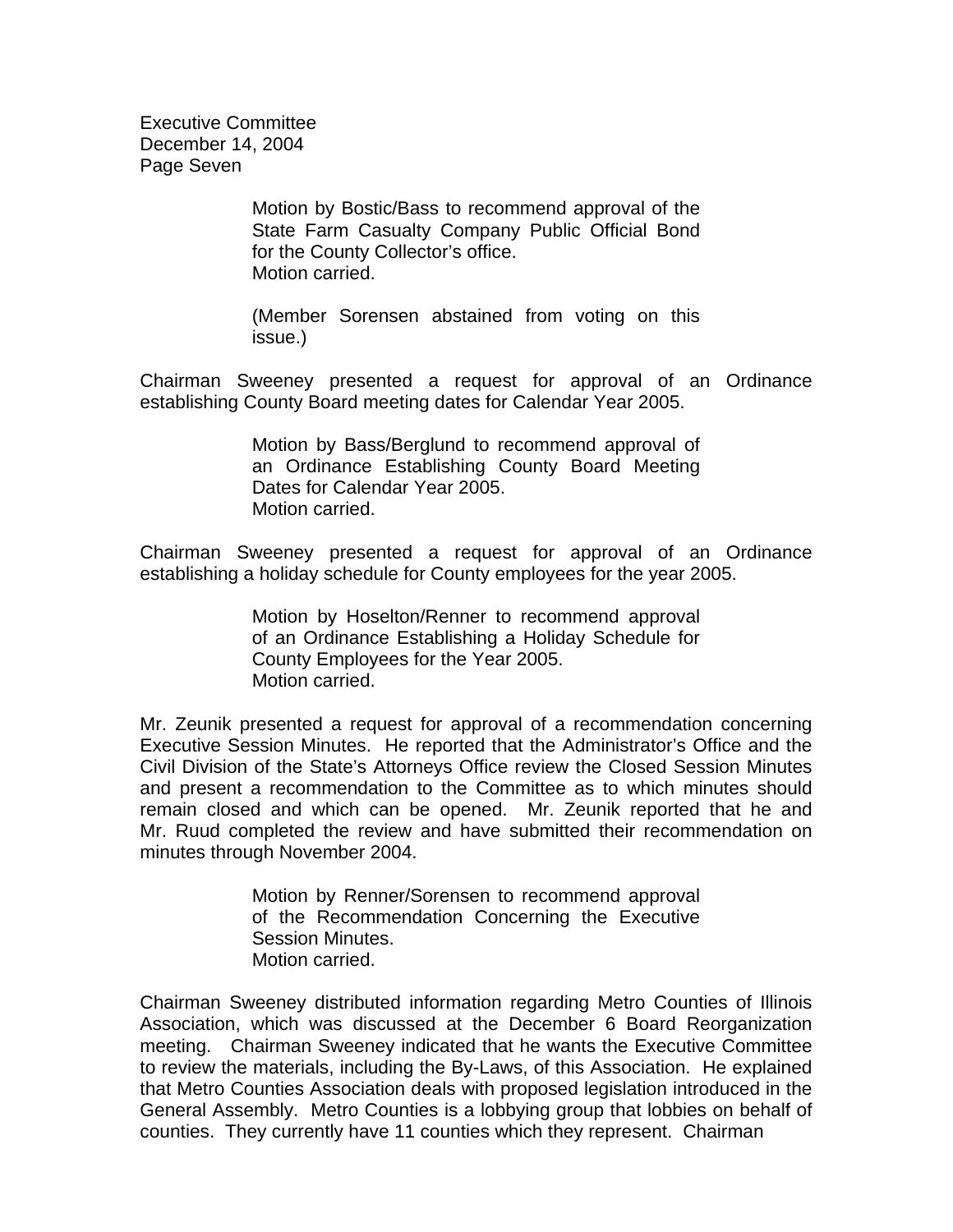Motion by Bostic/Bass to recommend approval of the State Farm Casualty Company Public Official Bond for the County Collector's office.
Motion carried.

(Member Sorensen abstained from voting on this issue.)

Chairman Sweeney presented a request for approval of an Ordinance establishing County Board meeting dates for Calendar Year 2005.

Motion by Bass/Berglund to recommend approval of an Ordinance Establishing County Board Meeting Dates for Calendar Year 2005.
Motion carried.

Chairman Sweeney presented a request for approval of an Ordinance establishing a holiday schedule for County employees for the year 2005.

Motion by Hoselton/Renner to recommend approval of an Ordinance Establishing a Holiday Schedule for County Employees for the Year 2005.
Motion carried.

Mr. Zeunik presented a request for approval of a recommendation concerning Executive Session Minutes. He reported that the Administrator's Office and the Civil Division of the State's Attorneys Office review the Closed Session Minutes and present a recommendation to the Committee as to which minutes should remain closed and which can be opened. Mr. Zeunik reported that he and Mr. Ruud completed the review and have submitted their recommendation on minutes through November 2004.

Motion by Renner/Sorensen to recommend approval of the Recommendation Concerning the Executive Session Minutes.
Motion carried.

Chairman Sweeney distributed information regarding Metro Counties of Illinois Association, which was discussed at the December 6 Board Reorganization meeting. Chairman Sweeney indicated that he wants the Executive Committee to review the materials, including the By-Laws, of this Association. He explained that Metro Counties Association deals with proposed legislation introduced in the General Assembly. Metro Counties is a lobbying group that lobbies on behalf of counties. They currently have 11 counties which they represent. Chairman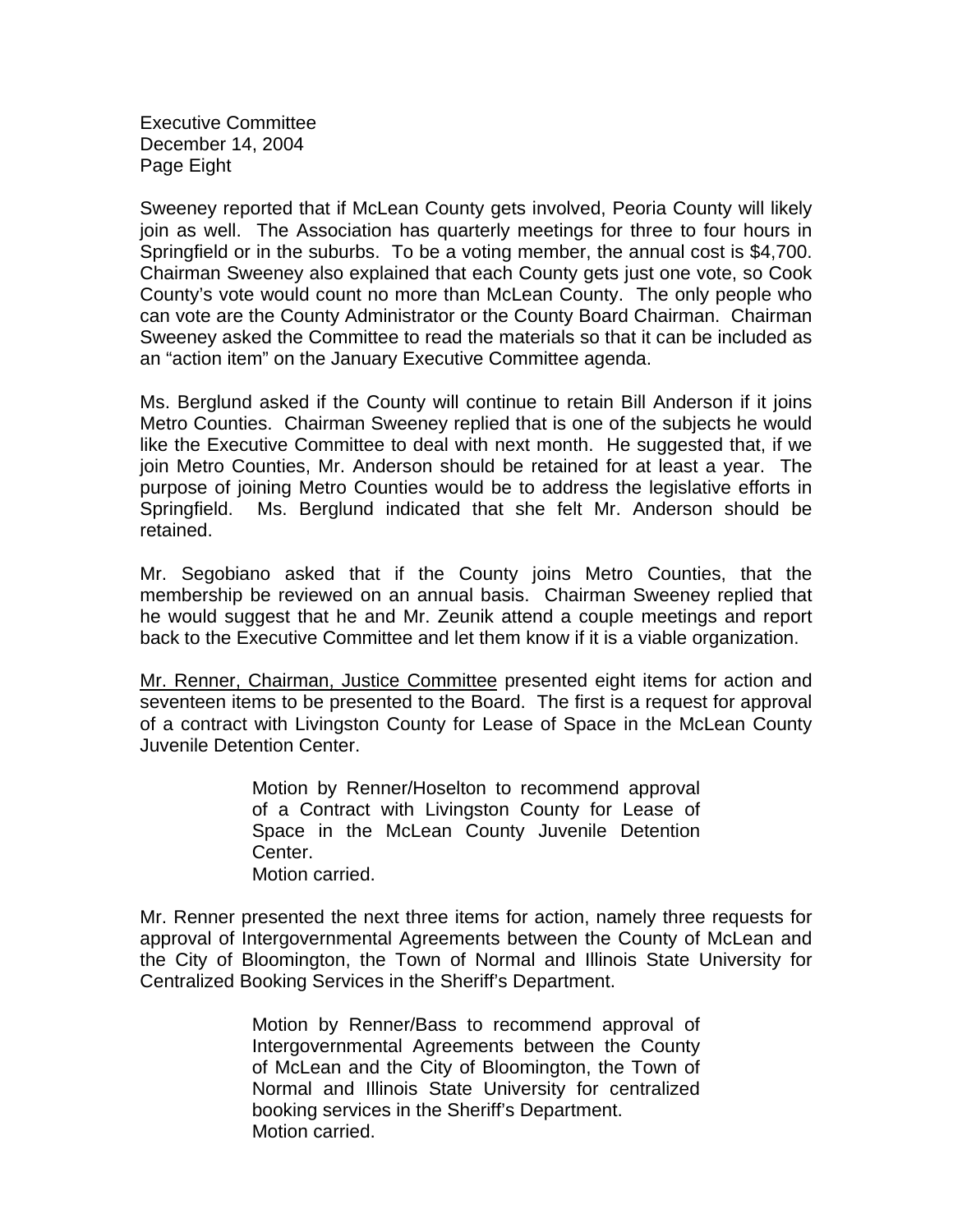Sweeney reported that if McLean County gets involved, Peoria County will likely join as well. The Association has quarterly meetings for three to four hours in Springfield or in the suburbs. To be a voting member, the annual cost is $4,700. Chairman Sweeney also explained that each County gets just one vote, so Cook County's vote would count no more than McLean County. The only people who can vote are the County Administrator or the County Board Chairman. Chairman Sweeney asked the Committee to read the materials so that it can be included as an "action item" on the January Executive Committee agenda.

Ms. Berglund asked if the County will continue to retain Bill Anderson if it joins Metro Counties. Chairman Sweeney replied that is one of the subjects he would like the Executive Committee to deal with next month. He suggested that, if we join Metro Counties, Mr. Anderson should be retained for at least a year. The purpose of joining Metro Counties would be to address the legislative efforts in Springfield. Ms. Berglund indicated that she felt Mr. Anderson should be retained.

Mr. Segobiano asked that if the County joins Metro Counties, that the membership be reviewed on an annual basis. Chairman Sweeney replied that he would suggest that he and Mr. Zeunik attend a couple meetings and report back to the Executive Committee and let them know if it is a viable organization.

Mr. Renner, Chairman, Justice Committee presented eight items for action and seventeen items to be presented to the Board. The first is a request for approval of a contract with Livingston County for Lease of Space in the McLean County Juvenile Detention Center.

> Motion by Renner/Hoselton to recommend approval of a Contract with Livingston County for Lease of Space in the McLean County Juvenile Detention Center.
> Motion carried.

Mr. Renner presented the next three items for action, namely three requests for approval of Intergovernmental Agreements between the County of McLean and the City of Bloomington, the Town of Normal and Illinois State University for Centralized Booking Services in the Sheriff's Department.

> Motion by Renner/Bass to recommend approval of Intergovernmental Agreements between the County of McLean and the City of Bloomington, the Town of Normal and Illinois State University for centralized booking services in the Sheriff's Department.
> Motion carried.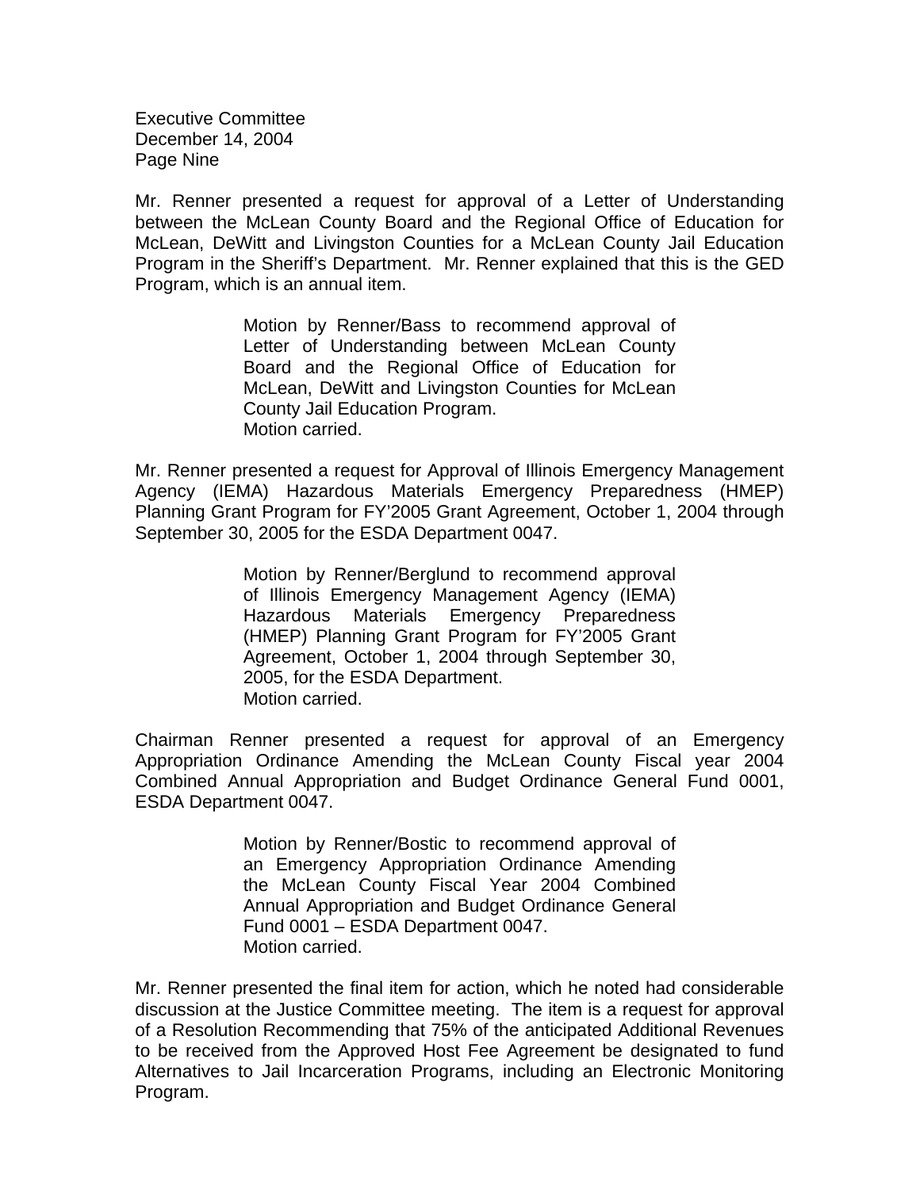Mr. Renner presented a request for approval of a Letter of Understanding between the McLean County Board and the Regional Office of Education for McLean, DeWitt and Livingston Counties for a McLean County Jail Education Program in the Sheriff's Department. Mr. Renner explained that this is the GED Program, which is an annual item.

> Motion by Renner/Bass to recommend approval of Letter of Understanding between McLean County Board and the Regional Office of Education for McLean, DeWitt and Livingston Counties for McLean County Jail Education Program.
> Motion carried.

Mr. Renner presented a request for Approval of Illinois Emergency Management Agency (IEMA) Hazardous Materials Emergency Preparedness (HMEP) Planning Grant Program for FY'2005 Grant Agreement, October 1, 2004 through September 30, 2005 for the ESDA Department 0047.

> Motion by Renner/Berglund to recommend approval of Illinois Emergency Management Agency (IEMA) Hazardous Materials Emergency Preparedness (HMEP) Planning Grant Program for FY'2005 Grant Agreement, October 1, 2004 through September 30, 2005, for the ESDA Department.
> Motion carried.

Chairman Renner presented a request for approval of an Emergency Appropriation Ordinance Amending the McLean County Fiscal year 2004 Combined Annual Appropriation and Budget Ordinance General Fund 0001, ESDA Department 0047.

> Motion by Renner/Bostic to recommend approval of an Emergency Appropriation Ordinance Amending the McLean County Fiscal Year 2004 Combined Annual Appropriation and Budget Ordinance General Fund 0001 – ESDA Department 0047.
> Motion carried.

Mr. Renner presented the final item for action, which he noted had considerable discussion at the Justice Committee meeting. The item is a request for approval of a Resolution Recommending that 75% of the anticipated Additional Revenues to be received from the Approved Host Fee Agreement be designated to fund Alternatives to Jail Incarceration Programs, including an Electronic Monitoring Program.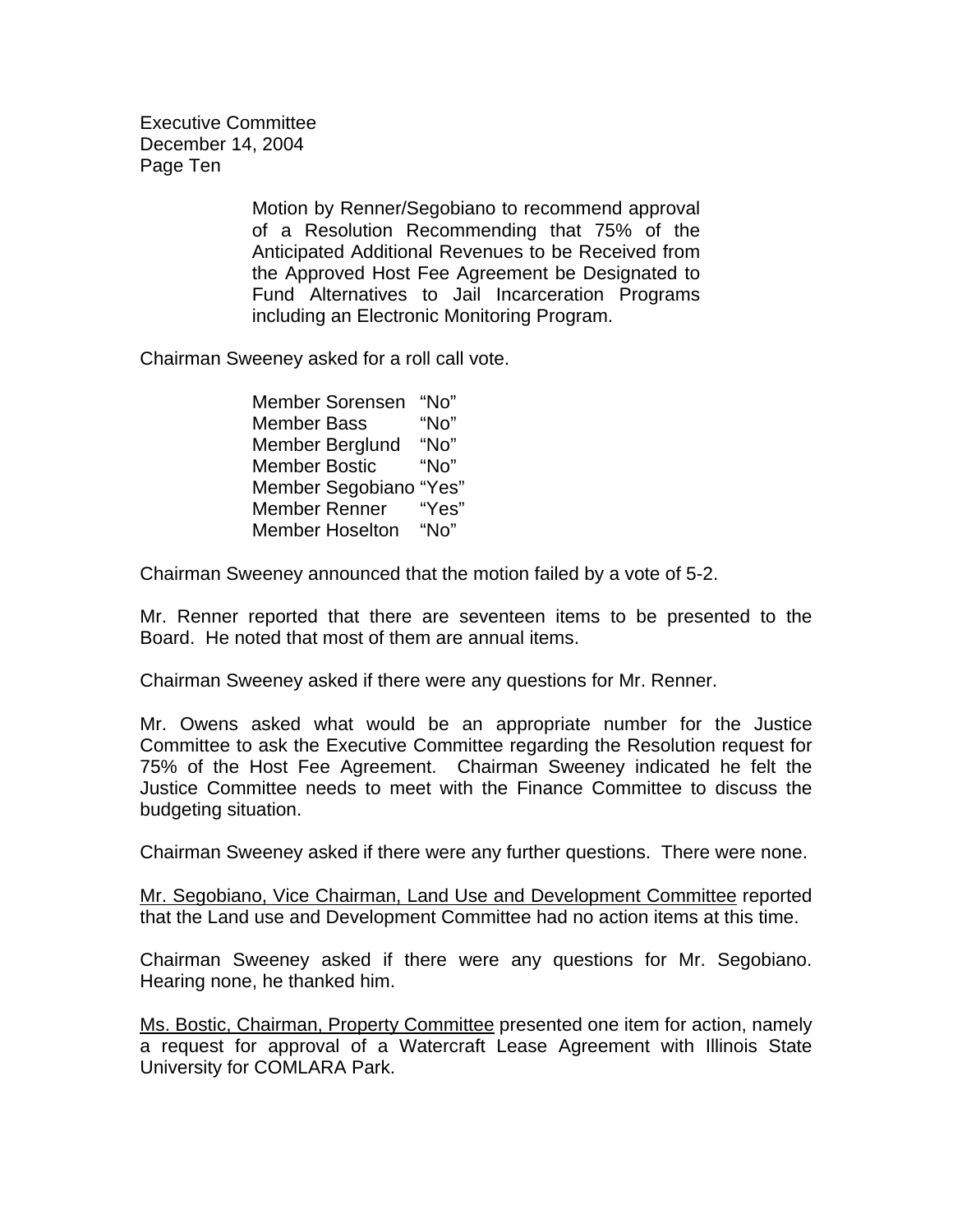Motion by Renner/Segobiano to recommend approval of a Resolution Recommending that 75% of the Anticipated Additional Revenues to be Received from the Approved Host Fee Agreement be Designated to Fund Alternatives to Jail Incarceration Programs including an Electronic Monitoring Program.

Chairman Sweeney asked for a roll call vote.

| | |
|---|---|
| Member Sorensen | "No" |
| Member Bass | "No" |
| Member Berglund | "No" |
| Member Bostic | "No" |
| Member Segobiano | "Yes" |
| Member Renner | "Yes" |
| Member Hoselton | "No" |

Chairman Sweeney announced that the motion failed by a vote of 5-2.

Mr. Renner reported that there are seventeen items to be presented to the Board. He noted that most of them are annual items.

Chairman Sweeney asked if there were any questions for Mr. Renner.

Mr. Owens asked what would be an appropriate number for the Justice Committee to ask the Executive Committee regarding the Resolution request for 75% of the Host Fee Agreement. Chairman Sweeney indicated he felt the Justice Committee needs to meet with the Finance Committee to discuss the budgeting situation.

Chairman Sweeney asked if there were any further questions. There were none.

Mr. Segobiano, Vice Chairman, Land Use and Development Committee reported that the Land use and Development Committee had no action items at this time.

Chairman Sweeney asked if there were any questions for Mr. Segobiano. Hearing none, he thanked him.

Ms. Bostic, Chairman, Property Committee presented one item for action, namely a request for approval of a Watercraft Lease Agreement with Illinois State University for COMLARA Park.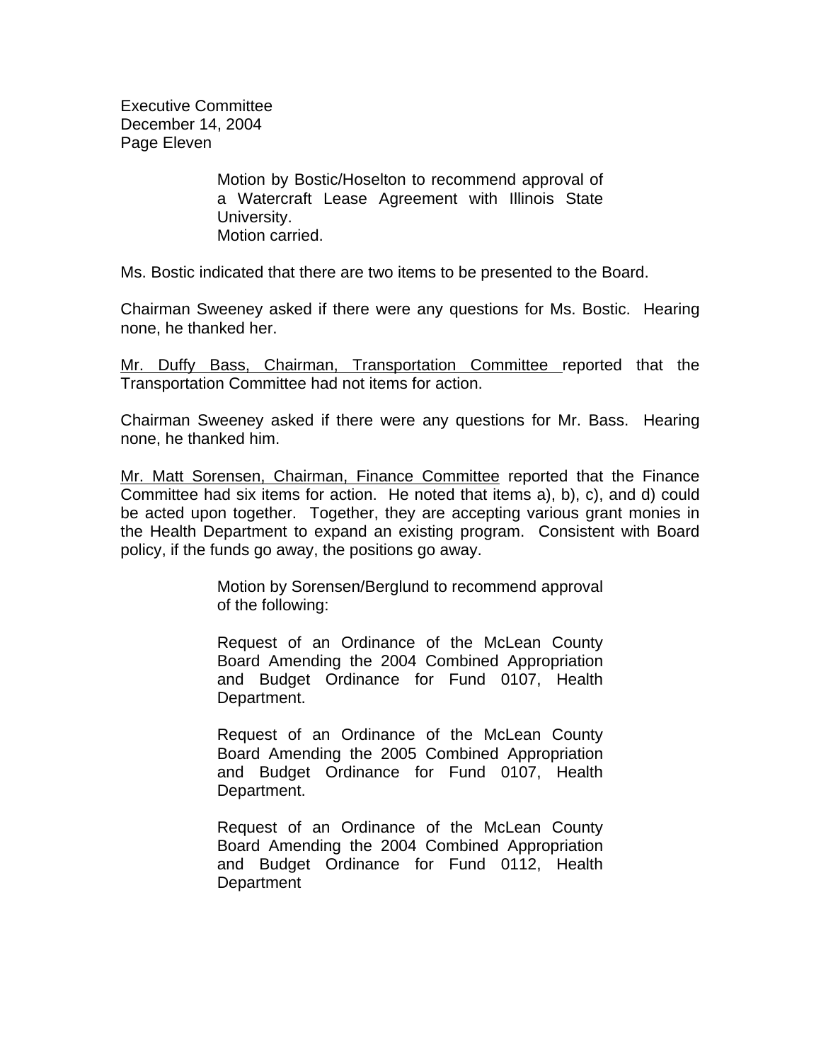Motion by Bostic/Hoselton to recommend approval of a Watercraft Lease Agreement with Illinois State University.
Motion carried.

Ms. Bostic indicated that there are two items to be presented to the Board.

Chairman Sweeney asked if there were any questions for Ms. Bostic. Hearing none, he thanked her.

Mr. Duffy Bass, Chairman, Transportation Committee reported that the Transportation Committee had not items for action.

Chairman Sweeney asked if there were any questions for Mr. Bass. Hearing none, he thanked him.

Mr. Matt Sorensen, Chairman, Finance Committee reported that the Finance Committee had six items for action. He noted that items a), b), c), and d) could be acted upon together. Together, they are accepting various grant monies in the Health Department to expand an existing program. Consistent with Board policy, if the funds go away, the positions go away.

Motion by Sorensen/Berglund to recommend approval of the following:

Request of an Ordinance of the McLean County Board Amending the 2004 Combined Appropriation and Budget Ordinance for Fund 0107, Health Department.

Request of an Ordinance of the McLean County Board Amending the 2005 Combined Appropriation and Budget Ordinance for Fund 0107, Health Department.

Request of an Ordinance of the McLean County Board Amending the 2004 Combined Appropriation and Budget Ordinance for Fund 0112, Health Department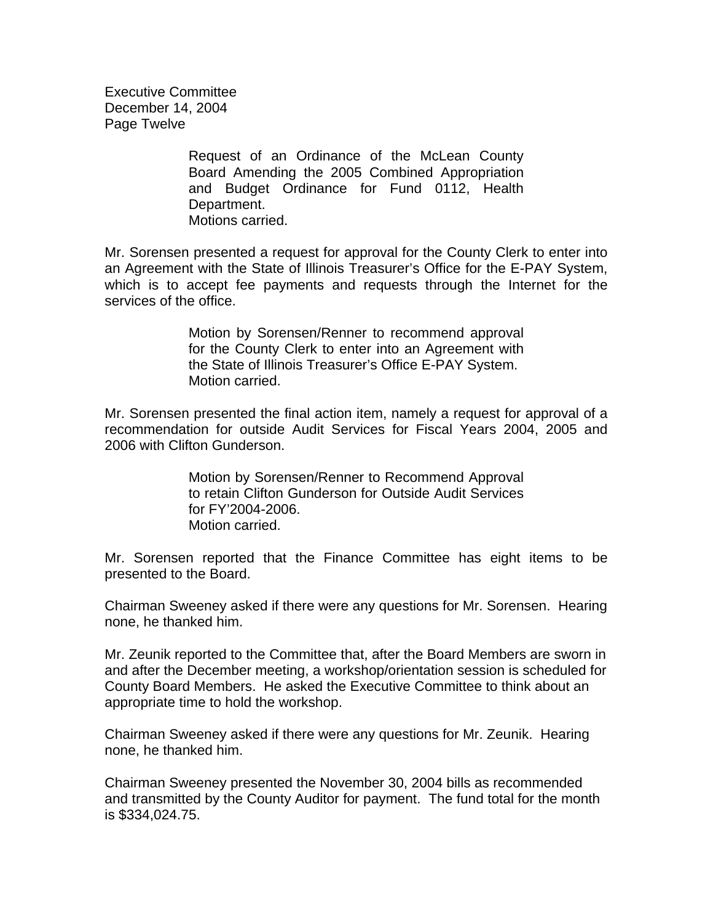Request of an Ordinance of the McLean County Board Amending the 2005 Combined Appropriation and Budget Ordinance for Fund 0112, Health Department.
Motions carried.

Mr. Sorensen presented a request for approval for the County Clerk to enter into an Agreement with the State of Illinois Treasurer's Office for the E-PAY System, which is to accept fee payments and requests through the Internet for the services of the office.

> Motion by Sorensen/Renner to recommend approval for the County Clerk to enter into an Agreement with the State of Illinois Treasurer's Office E-PAY System.
> Motion carried.

Mr. Sorensen presented the final action item, namely a request for approval of a recommendation for outside Audit Services for Fiscal Years 2004, 2005 and 2006 with Clifton Gunderson.

> Motion by Sorensen/Renner to Recommend Approval to retain Clifton Gunderson for Outside Audit Services for FY'2004-2006.
> Motion carried.

Mr. Sorensen reported that the Finance Committee has eight items to be presented to the Board.

Chairman Sweeney asked if there were any questions for Mr. Sorensen. Hearing none, he thanked him.

Mr. Zeunik reported to the Committee that, after the Board Members are sworn in and after the December meeting, a workshop/orientation session is scheduled for County Board Members. He asked the Executive Committee to think about an appropriate time to hold the workshop.

Chairman Sweeney asked if there were any questions for Mr. Zeunik. Hearing none, he thanked him.

Chairman Sweeney presented the November 30, 2004 bills as recommended and transmitted by the County Auditor for payment. The fund total for the month is $334,024.75.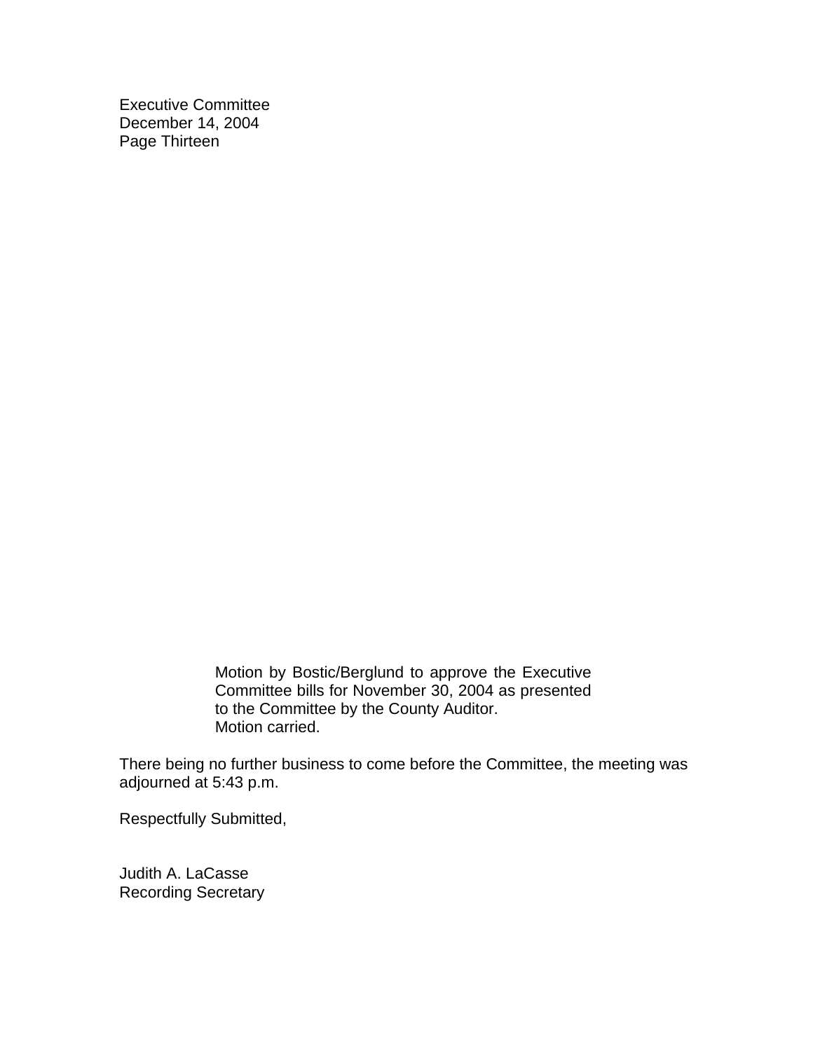Motion by Bostic/Berglund to approve the Executive Committee bills for November 30, 2004 as presented to the Committee by the County Auditor.
Motion carried.

There being no further business to come before the Committee, the meeting was adjourned at 5:43 p.m.

Respectfully Submitted,

Judith A. LaCasse
Recording Secretary